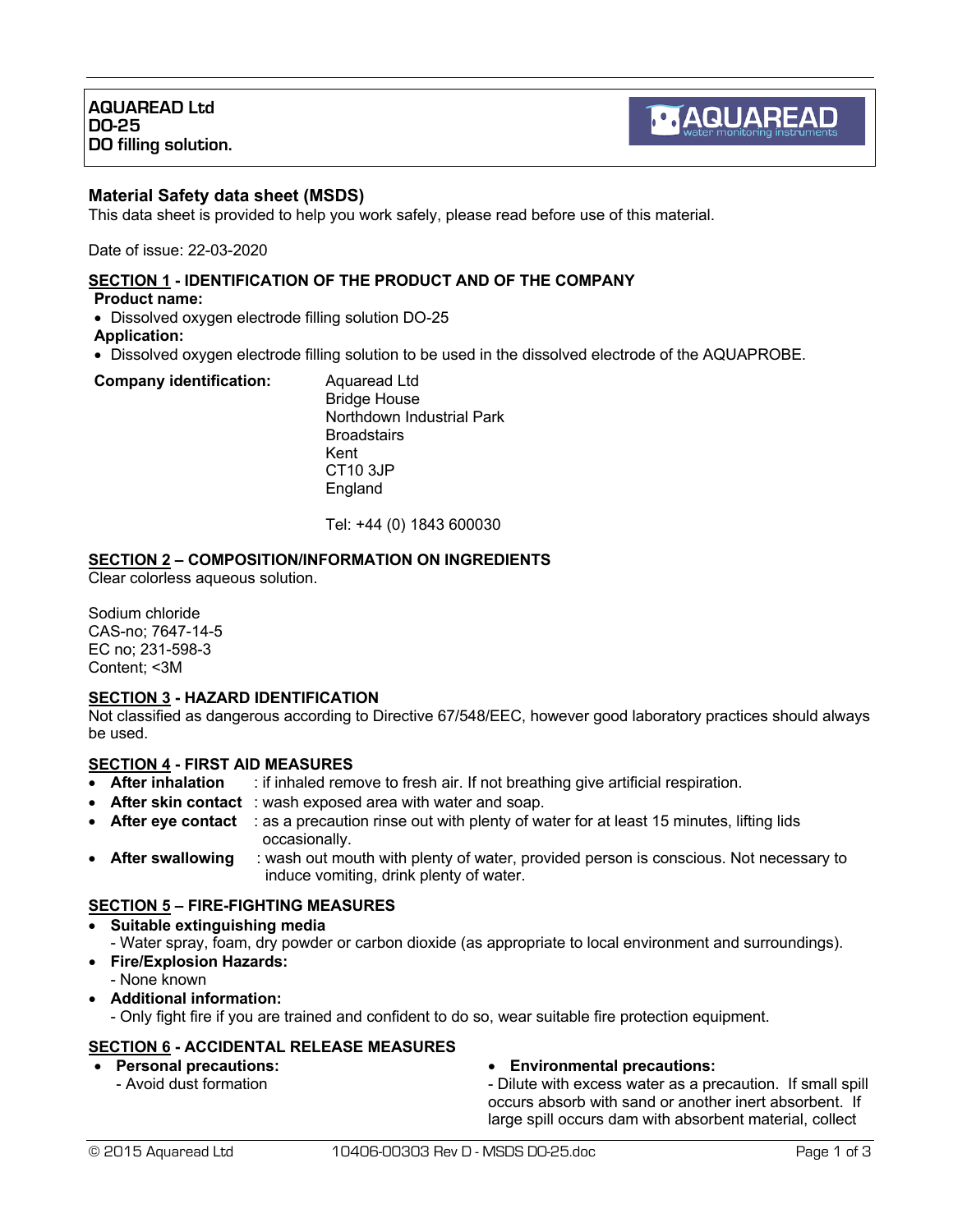**AQUAREAD Ltd**
**DO-25**
**DO filling solution.**

## Material Safety data sheet (MSDS)

This data sheet is provided to help you work safely, please read before use of this material.

Date of issue: 22-03-2020

### SECTION 1 - IDENTIFICATION OF THE PRODUCT AND OF THE COMPANY

**Product name:**

- Dissolved oxygen electrode filling solution DO-25

**Application:**

- Dissolved oxygen electrode filling solution to be used in the dissolved electrode of the AQUAPROBE.

**Company identification:**

Aquaread Ltd
Bridge House
Northdown Industrial Park
Broadstairs
Kent
CT10 3JP
England

Tel: +44 (0) 1843 600030

### SECTION 2 – COMPOSITION/INFORMATION ON INGREDIENTS

Clear colorless aqueous solution.

Sodium chloride
CAS-no; 7647-14-5
EC no; 231-598-3
Content; <3M

### SECTION 3 - HAZARD IDENTIFICATION

Not classified as dangerous according to Directive 67/548/EEC, however good laboratory practices should always be used.

### SECTION 4 - FIRST AID MEASURES

- **After inhalation** : if inhaled remove to fresh air. If not breathing give artificial respiration.
- **After skin contact** : wash exposed area with water and soap.
- **After eye contact** : as a precaution rinse out with plenty of water for at least 15 minutes, lifting lids occasionally.
- **After swallowing** : wash out mouth with plenty of water, provided person is conscious. Not necessary to induce vomiting, drink plenty of water.

### SECTION 5 – FIRE-FIGHTING MEASURES

- **Suitable extinguishing media**
  - Water spray, foam, dry powder or carbon dioxide (as appropriate to local environment and surroundings).
- **Fire/Explosion Hazards:**
  - None known
- **Additional information:**
  - Only fight fire if you are trained and confident to do so, wear suitable fire protection equipment.

### SECTION 6 - ACCIDENTAL RELEASE MEASURES

- **Personal precautions:**
  - Avoid dust formation
- **Environmental precautions:**
  - Dilute with excess water as a precaution. If small spill occurs absorb with sand or another inert absorbent. If large spill occurs dam with absorbent material, collect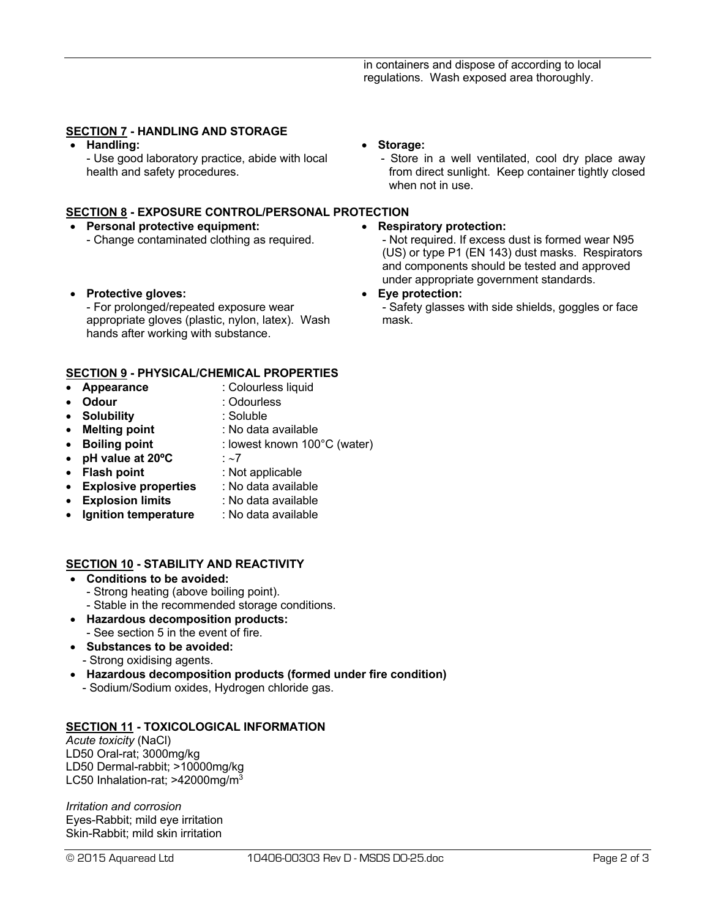in containers and dispose of according to local regulations. Wash exposed area thoroughly.

**<u>SECTION 7</u> - HANDLING AND STORAGE**

- **Handling:**
  - Use good laboratory practice, abide with local health and safety procedures.
- **Storage:**
  - Store in a well ventilated, cool dry place away from direct sunlight. Keep container tightly closed when not in use.

**<u>SECTION 8</u> - EXPOSURE CONTROL/PERSONAL PROTECTION**

- **Personal protective equipment:**
  - Change contaminated clothing as required.
- **Protective gloves:**
  - For prolonged/repeated exposure wear appropriate gloves (plastic, nylon, latex). Wash hands after working with substance.
- **Respiratory protection:**
  - Not required. If excess dust is formed wear N95 (US) or type P1 (EN 143) dust masks. Respirators and components should be tested and approved under appropriate government standards.
- **Eye protection:**
  - Safety glasses with side shields, goggles or face mask.

**<u>SECTION 9</u> - PHYSICAL/CHEMICAL PROPERTIES**

- **Appearance** : Colourless liquid
- **Odour** : Odourless
- **Solubility** : Soluble
- **Melting point** : No data available
- **Boiling point** : lowest known 100°C (water)
- **pH value at 20ºC** : ~7
- **Flash point** : Not applicable
- **Explosive properties** : No data available
- **Explosion limits** : No data available
- **Ignition temperature** : No data available

**<u>SECTION 10</u> - STABILITY AND REACTIVITY**

- **Conditions to be avoided:**
  - Strong heating (above boiling point).
  - Stable in the recommended storage conditions.
- **Hazardous decomposition products:**
  - See section 5 in the event of fire.
- **Substances to be avoided:**
  - Strong oxidising agents.
- **Hazardous decomposition products (formed under fire condition)**
  - Sodium/Sodium oxides, Hydrogen chloride gas.

**<u>SECTION 11</u> - TOXICOLOGICAL INFORMATION**

*Acute toxicity* (NaCl)
LD50 Oral-rat; 3000mg/kg
LD50 Dermal-rabbit; >10000mg/kg
LC50 Inhalation-rat; >42000mg/m$^3$

*Irritation and corrosion*
Eyes-Rabbit; mild eye irritation
Skin-Rabbit; mild skin irritation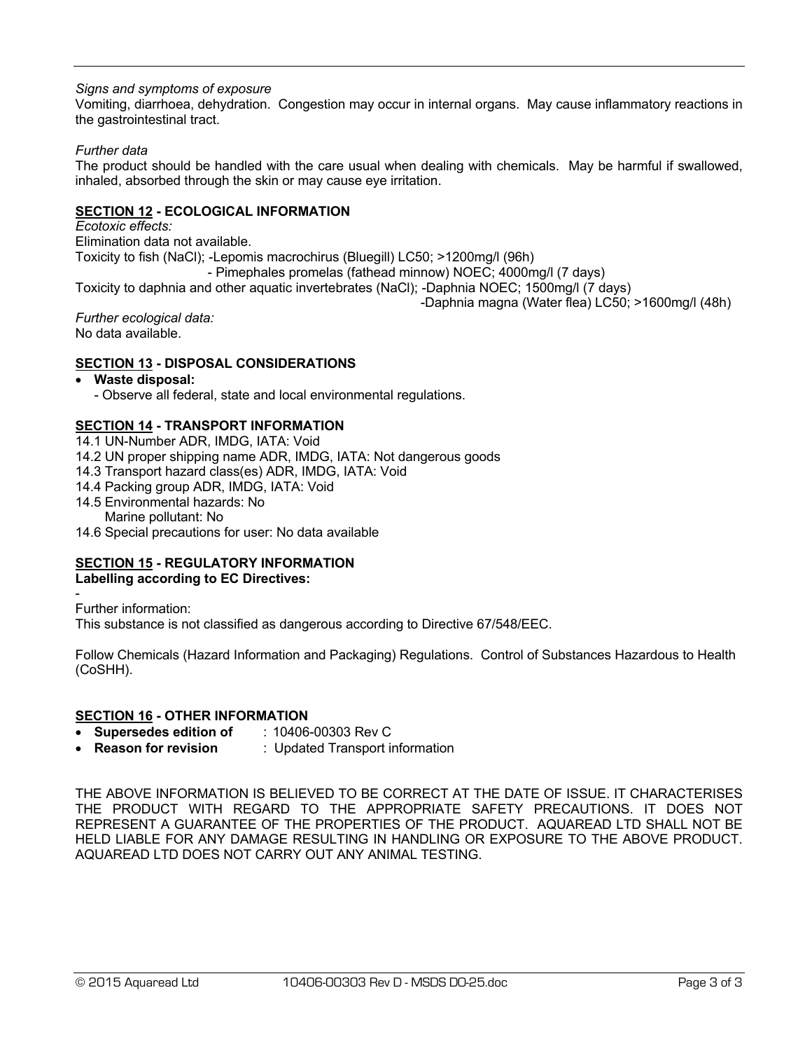*Signs and symptoms of exposure*

Vomiting, diarrhoea, dehydration. Congestion may occur in internal organs. May cause inflammatory reactions in the gastrointestinal tract.

*Further data*

The product should be handled with the care usual when dealing with chemicals. May be harmful if swallowed, inhaled, absorbed through the skin or may cause eye irritation.

## SECTION 12 - ECOLOGICAL INFORMATION

*Ecotoxic effects:*

Elimination data not available.

Toxicity to fish (NaCl); -Lepomis macrochirus (Bluegill) LC50; >1200mg/l (96h)

- Pimephales promelas (fathead minnow) NOEC; 4000mg/l (7 days)

Toxicity to daphnia and other aquatic invertebrates (NaCl); -Daphnia NOEC; 1500mg/l (7 days)

-Daphnia magna (Water flea) LC50; >1600mg/l (48h)

*Further ecological data:*

No data available.

## SECTION 13 - DISPOSAL CONSIDERATIONS

- **Waste disposal:**
  - Observe all federal, state and local environmental regulations.

## SECTION 14 - TRANSPORT INFORMATION

14.1 UN-Number ADR, IMDG, IATA: Void

14.2 UN proper shipping name ADR, IMDG, IATA: Not dangerous goods

14.3 Transport hazard class(es) ADR, IMDG, IATA: Void

14.4 Packing group ADR, IMDG, IATA: Void

14.5 Environmental hazards: No

Marine pollutant: No

14.6 Special precautions for user: No data available

## SECTION 15 - REGULATORY INFORMATION

**Labelling according to EC Directives:**

-

Further information:

This substance is not classified as dangerous according to Directive 67/548/EEC.

Follow Chemicals (Hazard Information and Packaging) Regulations. Control of Substances Hazardous to Health (CoSHH).

## SECTION 16 - OTHER INFORMATION

- **Supersedes edition of** : 10406-00303 Rev C
- **Reason for revision** : Updated Transport information

THE ABOVE INFORMATION IS BELIEVED TO BE CORRECT AT THE DATE OF ISSUE. IT CHARACTERISES THE PRODUCT WITH REGARD TO THE APPROPRIATE SAFETY PRECAUTIONS. IT DOES NOT REPRESENT A GUARANTEE OF THE PROPERTIES OF THE PRODUCT. AQUAREAD LTD SHALL NOT BE HELD LIABLE FOR ANY DAMAGE RESULTING IN HANDLING OR EXPOSURE TO THE ABOVE PRODUCT. AQUAREAD LTD DOES NOT CARRY OUT ANY ANIMAL TESTING.